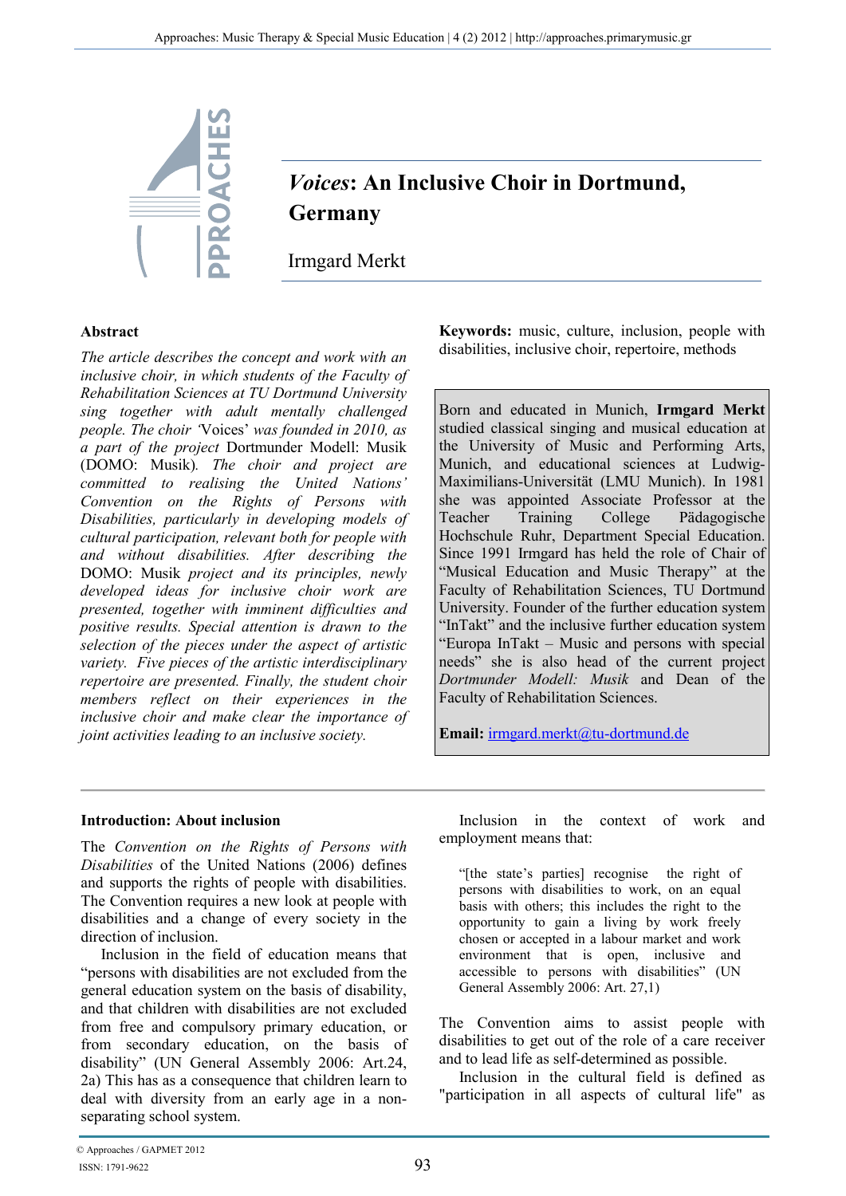# *Voices*: An Inclusive Choir in Dortmund, Germany

Irmgard Merkt

## Abstract

*The article describes the concept and work with an inclusive choir, in which students of the Faculty of Rehabilitation Sciences at TU Dortmund University sing together with adult mentally challenged people. The choir 'Voices' was founded in 2010, as a part of the project* Dortmunder Modell: Musik (DOMO: Musik)*. The choir and project are committed to realising the United Nations' Convention on the Rights of Persons with Disabilities, particularly in developing models of cultural participation, relevant both for people with and without disabilities. After describing the* DOMO: Musik *project and its principles, newly developed ideas for inclusive choir work are presented, together with imminent difficulties and positive results. Special attention is drawn to the selection of the pieces under the aspect of artistic variety. Five pieces of the artistic interdisciplinary repertoire are presented. Finally, the student choir members reflect on their experiences in the inclusive choir and make clear the importance of joint activities leading to an inclusive society.*

**Keywords:** music, culture, inclusion, people with disabilities, inclusive choir, repertoire, methods

Born and educated in Munich, **Irmgard Merkt** studied classical singing and musical education at the University of Music and Performing Arts, Munich, and educational sciences at Ludwig-Maximilians-Universität (LMU Munich). In 1981 she was appointed Associate Professor at the Teacher Training College Pädagogische Hochschule Ruhr, Department Special Education. Since 1991 Irmgard has held the role of Chair of "Musical Education and Music Therapy" at the Faculty of Rehabilitation Sciences, TU Dortmund University. Founder of the further education system "InTakt" and the inclusive further education system "Europa InTakt – Music and persons with special needs" she is also head of the current project *Dortmunder Modell: Musik* and Dean of the Faculty of Rehabilitation Sciences.

**Email:** irmgard.merkt@tu-dortmund.de

## Introduction: About inclusion

The *Convention on the Rights of Persons with Disabilities* of the United Nations (2006) defines and supports the rights of people with disabilities. The Convention requires a new look at people with disabilities and a change of every society in the direction of inclusion.

Inclusion in the field of education means that "persons with disabilities are not excluded from the general education system on the basis of disability, and that children with disabilities are not excluded from free and compulsory primary education, or from secondary education, on the basis of disability" (UN General Assembly 2006: Art.24, 2a) This has as a consequence that children learn to deal with diversity from an early age in a non-separating school system.

Inclusion in the context of work and employment means that:

> "[the state's parties] recognise the right of persons with disabilities to work, on an equal basis with others; this includes the right to the opportunity to gain a living by work freely chosen or accepted in a labour market and work environment that is open, inclusive and accessible to persons with disabilities" (UN General Assembly 2006: Art. 27,1)

The Convention aims to assist people with disabilities to get out of the role of a care receiver and to lead life as self-determined as possible.

Inclusion in the cultural field is defined as "participation in all aspects of cultural life" as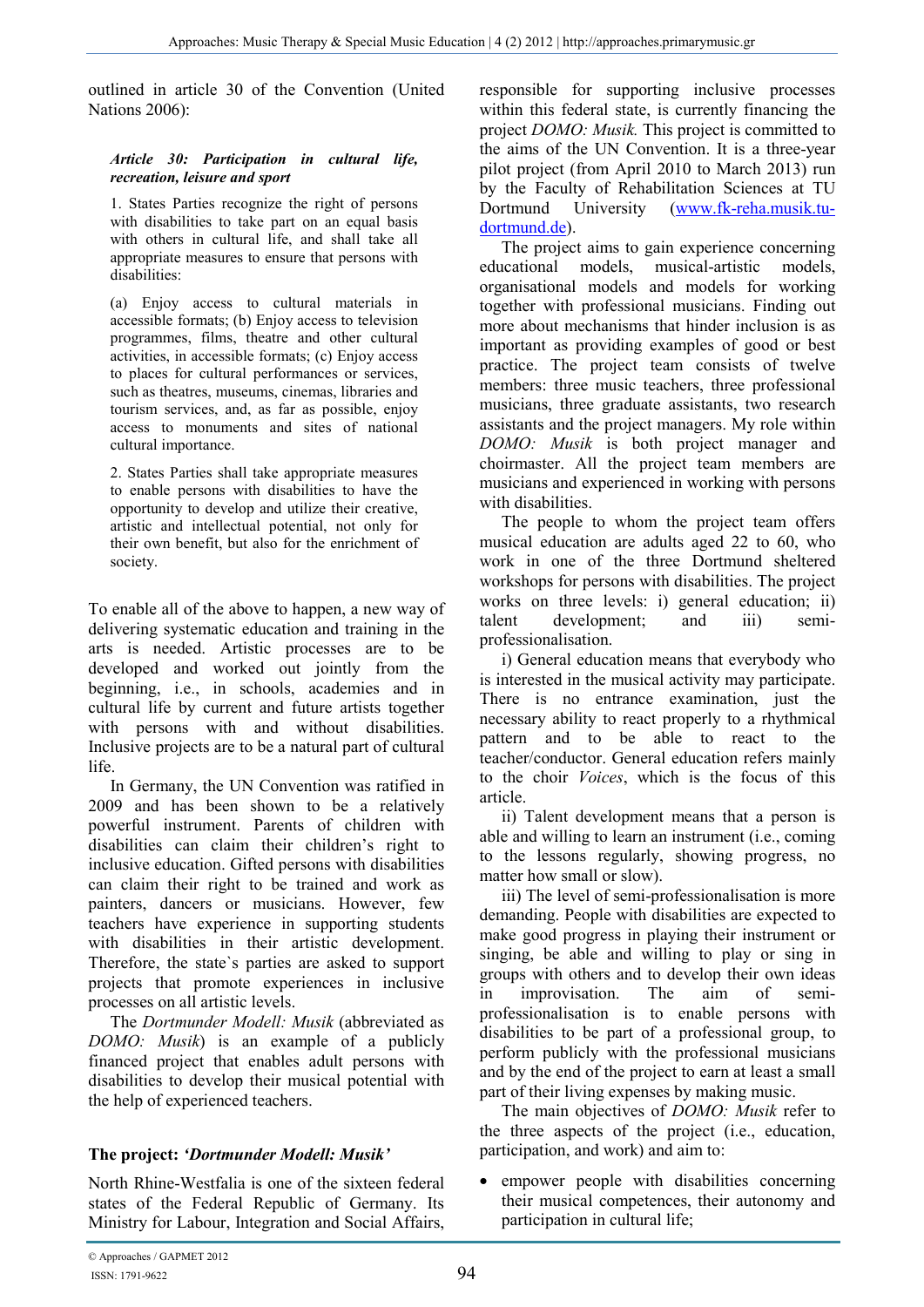outlined in article 30 of the Convention (United Nations 2006):

> ***Article 30: Participation in cultural life, recreation, leisure and sport***
>
> 1. States Parties recognize the right of persons with disabilities to take part on an equal basis with others in cultural life, and shall take all appropriate measures to ensure that persons with disabilities:
>
> (a) Enjoy access to cultural materials in accessible formats; (b) Enjoy access to television programmes, films, theatre and other cultural activities, in accessible formats; (c) Enjoy access to places for cultural performances or services, such as theatres, museums, cinemas, libraries and tourism services, and, as far as possible, enjoy access to monuments and sites of national cultural importance.
>
> 2. States Parties shall take appropriate measures to enable persons with disabilities to have the opportunity to develop and utilize their creative, artistic and intellectual potential, not only for their own benefit, but also for the enrichment of society.

To enable all of the above to happen, a new way of delivering systematic education and training in the arts is needed. Artistic processes are to be developed and worked out jointly from the beginning, i.e., in schools, academies and in cultural life by current and future artists together with persons with and without disabilities. Inclusive projects are to be a natural part of cultural life.

In Germany, the UN Convention was ratified in 2009 and has been shown to be a relatively powerful instrument. Parents of children with disabilities can claim their children's right to inclusive education. Gifted persons with disabilities can claim their right to be trained and work as painters, dancers or musicians. However, few teachers have experience in supporting students with disabilities in their artistic development. Therefore, the state`s parties are asked to support projects that promote experiences in inclusive processes on all artistic levels.

The *Dortmunder Modell: Musik* (abbreviated as *DOMO: Musik*) is an example of a publicly financed project that enables adult persons with disabilities to develop their musical potential with the help of experienced teachers.

## The project: *'Dortmunder Modell: Musik'*

North Rhine-Westfalia is one of the sixteen federal states of the Federal Republic of Germany. Its Ministry for Labour, Integration and Social Affairs, responsible for supporting inclusive processes within this federal state, is currently financing the project *DOMO: Musik.* This project is committed to the aims of the UN Convention. It is a three-year pilot project (from April 2010 to March 2013) run by the Faculty of Rehabilitation Sciences at TU Dortmund University (www.fk-reha.musik.tu-dortmund.de).

The project aims to gain experience concerning educational models, musical-artistic models, organisational models and models for working together with professional musicians. Finding out more about mechanisms that hinder inclusion is as important as providing examples of good or best practice. The project team consists of twelve members: three music teachers, three professional musicians, three graduate assistants, two research assistants and the project managers. My role within *DOMO: Musik* is both project manager and choirmaster. All the project team members are musicians and experienced in working with persons with disabilities.

The people to whom the project team offers musical education are adults aged 22 to 60, who work in one of the three Dortmund sheltered workshops for persons with disabilities. The project works on three levels: i) general education; ii) talent development; and iii) semi-professionalisation.

i) General education means that everybody who is interested in the musical activity may participate. There is no entrance examination, just the necessary ability to react properly to a rhythmical pattern and to be able to react to the teacher/conductor. General education refers mainly to the choir *Voices*, which is the focus of this article.

ii) Talent development means that a person is able and willing to learn an instrument (i.e., coming to the lessons regularly, showing progress, no matter how small or slow).

iii) The level of semi-professionalisation is more demanding. People with disabilities are expected to make good progress in playing their instrument or singing, be able and willing to play or sing in groups with others and to develop their own ideas in improvisation. The aim of semi-professionalisation is to enable persons with disabilities to be part of a professional group, to perform publicly with the professional musicians and by the end of the project to earn at least a small part of their living expenses by making music.

The main objectives of *DOMO: Musik* refer to the three aspects of the project (i.e., education, participation, and work) and aim to:

- empower people with disabilities concerning their musical competences, their autonomy and participation in cultural life;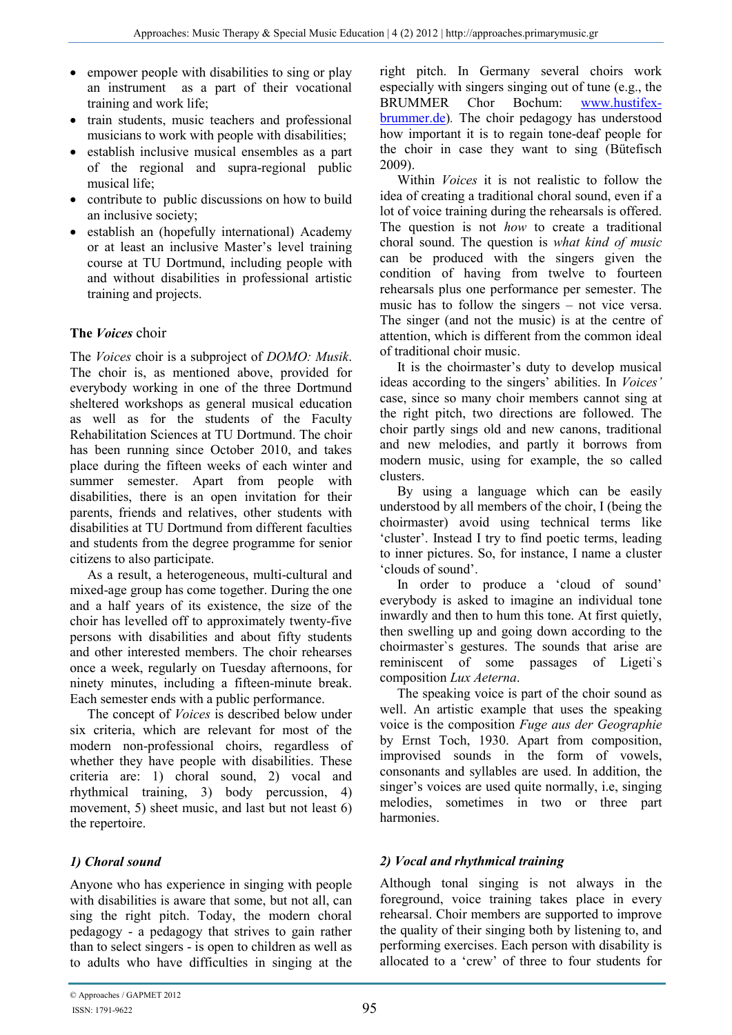- empower people with disabilities to sing or play an instrument as a part of their vocational training and work life;
- train students, music teachers and professional musicians to work with people with disabilities;
- establish inclusive musical ensembles as a part of the regional and supra-regional public musical life;
- contribute to public discussions on how to build an inclusive society;
- establish an (hopefully international) Academy or at least an inclusive Master's level training course at TU Dortmund, including people with and without disabilities in professional artistic training and projects.

## The *Voices* choir

The *Voices* choir is a subproject of *DOMO: Musik*. The choir is, as mentioned above, provided for everybody working in one of the three Dortmund sheltered workshops as general musical education as well as for the students of the Faculty Rehabilitation Sciences at TU Dortmund. The choir has been running since October 2010, and takes place during the fifteen weeks of each winter and summer semester. Apart from people with disabilities, there is an open invitation for their parents, friends and relatives, other students with disabilities at TU Dortmund from different faculties and students from the degree programme for senior citizens to also participate.

As a result, a heterogeneous, multi-cultural and mixed-age group has come together. During the one and a half years of its existence, the size of the choir has levelled off to approximately twenty-five persons with disabilities and about fifty students and other interested members. The choir rehearses once a week, regularly on Tuesday afternoons, for ninety minutes, including a fifteen-minute break. Each semester ends with a public performance.

The concept of *Voices* is described below under six criteria, which are relevant for most of the modern non-professional choirs, regardless of whether they have people with disabilities. These criteria are: 1) choral sound, 2) vocal and rhythmical training, 3) body percussion, 4) movement, 5) sheet music, and last but not least 6) the repertoire.

### *1) Choral sound*

Anyone who has experience in singing with people with disabilities is aware that some, but not all, can sing the right pitch. Today, the modern choral pedagogy - a pedagogy that strives to gain rather than to select singers - is open to children as well as to adults who have difficulties in singing at the right pitch. In Germany several choirs work especially with singers singing out of tune (e.g., the BRUMMER Chor Bochum: www.hustifex-brummer.de). The choir pedagogy has understood how important it is to regain tone-deaf people for the choir in case they want to sing (Bütefisch 2009).

Within *Voices* it is not realistic to follow the idea of creating a traditional choral sound, even if a lot of voice training during the rehearsals is offered. The question is not *how* to create a traditional choral sound. The question is *what kind of music* can be produced with the singers given the condition of having from twelve to fourteen rehearsals plus one performance per semester. The music has to follow the singers – not vice versa. The singer (and not the music) is at the centre of attention, which is different from the common ideal of traditional choir music.

It is the choirmaster's duty to develop musical ideas according to the singers' abilities. In *Voices'* case, since so many choir members cannot sing at the right pitch, two directions are followed. The choir partly sings old and new canons, traditional and new melodies, and partly it borrows from modern music, using for example, the so called clusters.

By using a language which can be easily understood by all members of the choir, I (being the choirmaster) avoid using technical terms like 'cluster'. Instead I try to find poetic terms, leading to inner pictures. So, for instance, I name a cluster 'clouds of sound'.

In order to produce a 'cloud of sound' everybody is asked to imagine an individual tone inwardly and then to hum this tone. At first quietly, then swelling up and going down according to the choirmaster`s gestures. The sounds that arise are reminiscent of some passages of Ligeti`s composition *Lux Aeterna*.

The speaking voice is part of the choir sound as well. An artistic example that uses the speaking voice is the composition *Fuge aus der Geographie* by Ernst Toch, 1930. Apart from composition, improvised sounds in the form of vowels, consonants and syllables are used. In addition, the singer's voices are used quite normally, i.e, singing melodies, sometimes in two or three part harmonies.

### *2) Vocal and rhythmical training*

Although tonal singing is not always in the foreground, voice training takes place in every rehearsal. Choir members are supported to improve the quality of their singing both by listening to, and performing exercises. Each person with disability is allocated to a 'crew' of three to four students for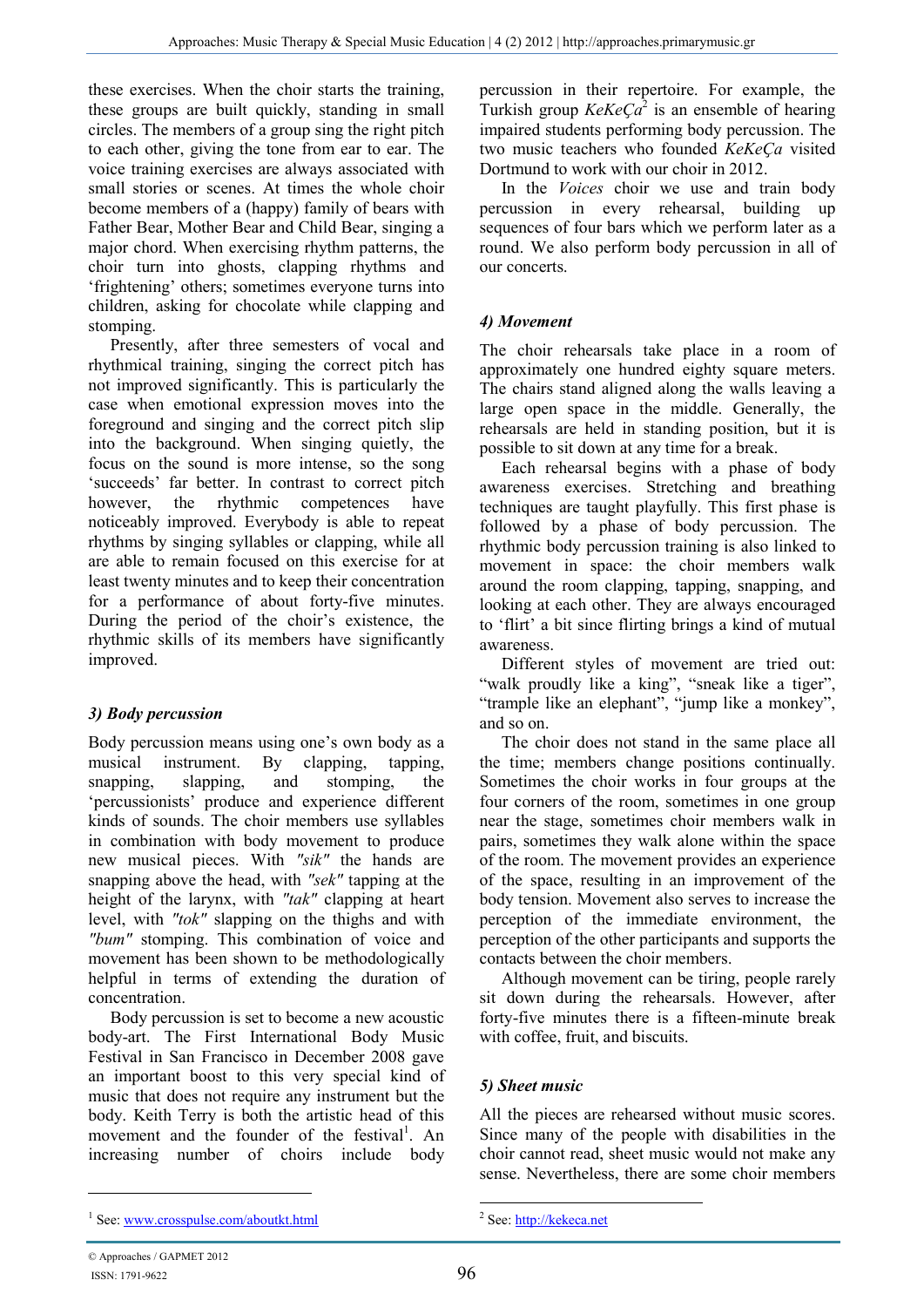these exercises. When the choir starts the training, these groups are built quickly, standing in small circles. The members of a group sing the right pitch to each other, giving the tone from ear to ear. The voice training exercises are always associated with small stories or scenes. At times the whole choir become members of a (happy) family of bears with Father Bear, Mother Bear and Child Bear, singing a major chord. When exercising rhythm patterns, the choir turn into ghosts, clapping rhythms and 'frightening' others; sometimes everyone turns into children, asking for chocolate while clapping and stomping.

Presently, after three semesters of vocal and rhythmical training, singing the correct pitch has not improved significantly. This is particularly the case when emotional expression moves into the foreground and singing and the correct pitch slip into the background. When singing quietly, the focus on the sound is more intense, so the song 'succeeds' far better. In contrast to correct pitch however, the rhythmic competences have noticeably improved. Everybody is able to repeat rhythms by singing syllables or clapping, while all are able to remain focused on this exercise for at least twenty minutes and to keep their concentration for a performance of about forty-five minutes. During the period of the choir's existence, the rhythmic skills of its members have significantly improved.

### *3) Body percussion*

Body percussion means using one's own body as a musical instrument. By clapping, tapping, snapping, slapping, and stomping, the 'percussionists' produce and experience different kinds of sounds. The choir members use syllables in combination with body movement to produce new musical pieces. With *"sik"* the hands are snapping above the head, with *"sek"* tapping at the height of the larynx, with *"tak"* clapping at heart level, with *"tok"* slapping on the thighs and with *"bum"* stomping. This combination of voice and movement has been shown to be methodologically helpful in terms of extending the duration of concentration.

Body percussion is set to become a new acoustic body-art. The First International Body Music Festival in San Francisco in December 2008 gave an important boost to this very special kind of music that does not require any instrument but the body. Keith Terry is both the artistic head of this movement and the founder of the festival[1]. An increasing number of choirs include body percussion in their repertoire. For example, the Turkish group *KeKeÇa*[2] is an ensemble of hearing impaired students performing body percussion. The two music teachers who founded *KeKeÇa* visited Dortmund to work with our choir in 2012.

In the *Voices* choir we use and train body percussion in every rehearsal, building up sequences of four bars which we perform later as a round. We also perform body percussion in all of our concerts.

### *4) Movement*

The choir rehearsals take place in a room of approximately one hundred eighty square meters. The chairs stand aligned along the walls leaving a large open space in the middle. Generally, the rehearsals are held in standing position, but it is possible to sit down at any time for a break.

Each rehearsal begins with a phase of body awareness exercises. Stretching and breathing techniques are taught playfully. This first phase is followed by a phase of body percussion. The rhythmic body percussion training is also linked to movement in space: the choir members walk around the room clapping, tapping, snapping, and looking at each other. They are always encouraged to 'flirt' a bit since flirting brings a kind of mutual awareness.

Different styles of movement are tried out: "walk proudly like a king", "sneak like a tiger", "trample like an elephant", "jump like a monkey", and so on.

The choir does not stand in the same place all the time; members change positions continually. Sometimes the choir works in four groups at the four corners of the room, sometimes in one group near the stage, sometimes choir members walk in pairs, sometimes they walk alone within the space of the room. The movement provides an experience of the space, resulting in an improvement of the body tension. Movement also serves to increase the perception of the immediate environment, the perception of the other participants and supports the contacts between the choir members.

Although movement can be tiring, people rarely sit down during the rehearsals. However, after forty-five minutes there is a fifteen-minute break with coffee, fruit, and biscuits.

### *5) Sheet music*

All the pieces are rehearsed without music scores. Since many of the people with disabilities in the choir cannot read, sheet music would not make any sense. Nevertheless, there are some choir members

---

[1] See: www.crosspulse.com/aboutkt.html

[2] See: http://kekeca.net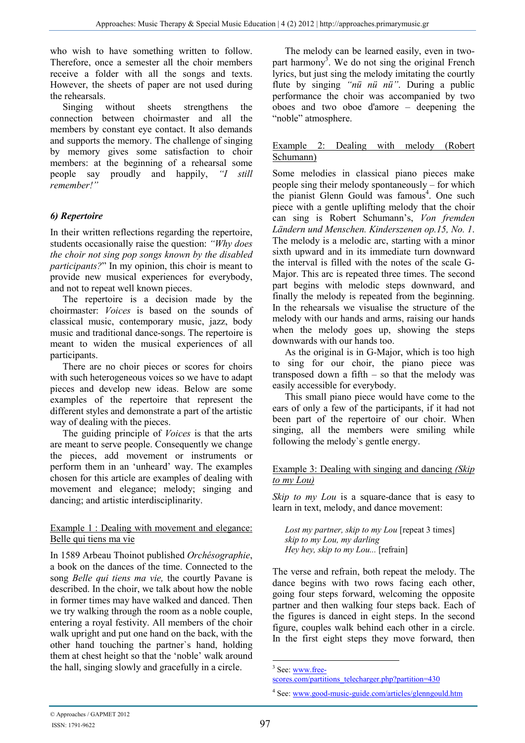who wish to have something written to follow. Therefore, once a semester all the choir members receive a folder with all the songs and texts. However, the sheets of paper are not used during the rehearsals.

Singing without sheets strengthens the connection between choirmaster and all the members by constant eye contact. It also demands and supports the memory. The challenge of singing by memory gives some satisfaction to choir members: at the beginning of a rehearsal some people say proudly and happily, *"I still remember!"*

### *6) Repertoire*

In their written reflections regarding the repertoire, students occasionally raise the question: *"Why does the choir not sing pop songs known by the disabled participants?"* In my opinion, this choir is meant to provide new musical experiences for everybody, and not to repeat well known pieces.

The repertoire is a decision made by the choirmaster: *Voices* is based on the sounds of classical music, contemporary music, jazz, body music and traditional dance-songs. The repertoire is meant to widen the musical experiences of all participants.

There are no choir pieces or scores for choirs with such heterogeneous voices so we have to adapt pieces and develop new ideas. Below are some examples of the repertoire that represent the different styles and demonstrate a part of the artistic way of dealing with the pieces.

The guiding principle of *Voices* is that the arts are meant to serve people. Consequently we change the pieces, add movement or instruments or perform them in an 'unheard' way. The examples chosen for this article are examples of dealing with movement and elegance; melody; singing and dancing; and artistic interdisciplinarity.

#### Example 1 : Dealing with movement and elegance: Belle qui tiens ma vie

In 1589 Arbeau Thoinot published *Orchésographie*, a book on the dances of the time. Connected to the song *Belle qui tiens ma vie,* the courtly Pavane is described. In the choir, we talk about how the noble in former times may have walked and danced. Then we try walking through the room as a noble couple, entering a royal festivity. All members of the choir walk upright and put one hand on the back, with the other hand touching the partner`s hand, holding them at chest height so that the 'noble' walk around the hall, singing slowly and gracefully in a circle.

The melody can be learned easily, even in two-part harmony[3]. We do not sing the original French lyrics, but just sing the melody imitating the courtly flute by singing *"nü nü nü"*. During a public performance the choir was accompanied by two oboes and two oboe d'amore – deepening the "noble" atmosphere.

#### Example 2: Dealing with melody (Robert Schumann)

Some melodies in classical piano pieces make people sing their melody spontaneously – for which the pianist Glenn Gould was famous[4]. One such piece with a gentle uplifting melody that the choir can sing is Robert Schumann's, *Von fremden Ländern und Menschen. Kinderszenen op.15, No. 1*. The melody is a melodic arc, starting with a minor sixth upward and in its immediate turn downward the interval is filled with the notes of the scale G-Major. This arc is repeated three times. The second part begins with melodic steps downward, and finally the melody is repeated from the beginning. In the rehearsals we visualise the structure of the melody with our hands and arms, raising our hands when the melody goes up, showing the steps downwards with our hands too.

As the original is in G-Major, which is too high to sing for our choir, the piano piece was transposed down a fifth – so that the melody was easily accessible for everybody.

This small piano piece would have come to the ears of only a few of the participants, if it had not been part of the repertoire of our choir. When singing, all the members were smiling while following the melody`s gentle energy.

#### Example 3: Dealing with singing and dancing *(Skip to my Lou)*

*Skip to my Lou* is a square-dance that is easy to learn in text, melody, and dance movement:

> *Lost my partner, skip to my Lou* [repeat 3 times]
> *skip to my Lou, my darling*
> *Hey hey, skip to my Lou...* [refrain]

The verse and refrain, both repeat the melody. The dance begins with two rows facing each other, going four steps forward, welcoming the opposite partner and then walking four steps back. Each of the figures is danced in eight steps. In the second figure, couples walk behind each other in a circle. In the first eight steps they move forward, then

---

[3] See: www.free-scores.com/partitions_telecharger.php?partition=430

[4] See: www.good-music-guide.com/articles/glenngould.htm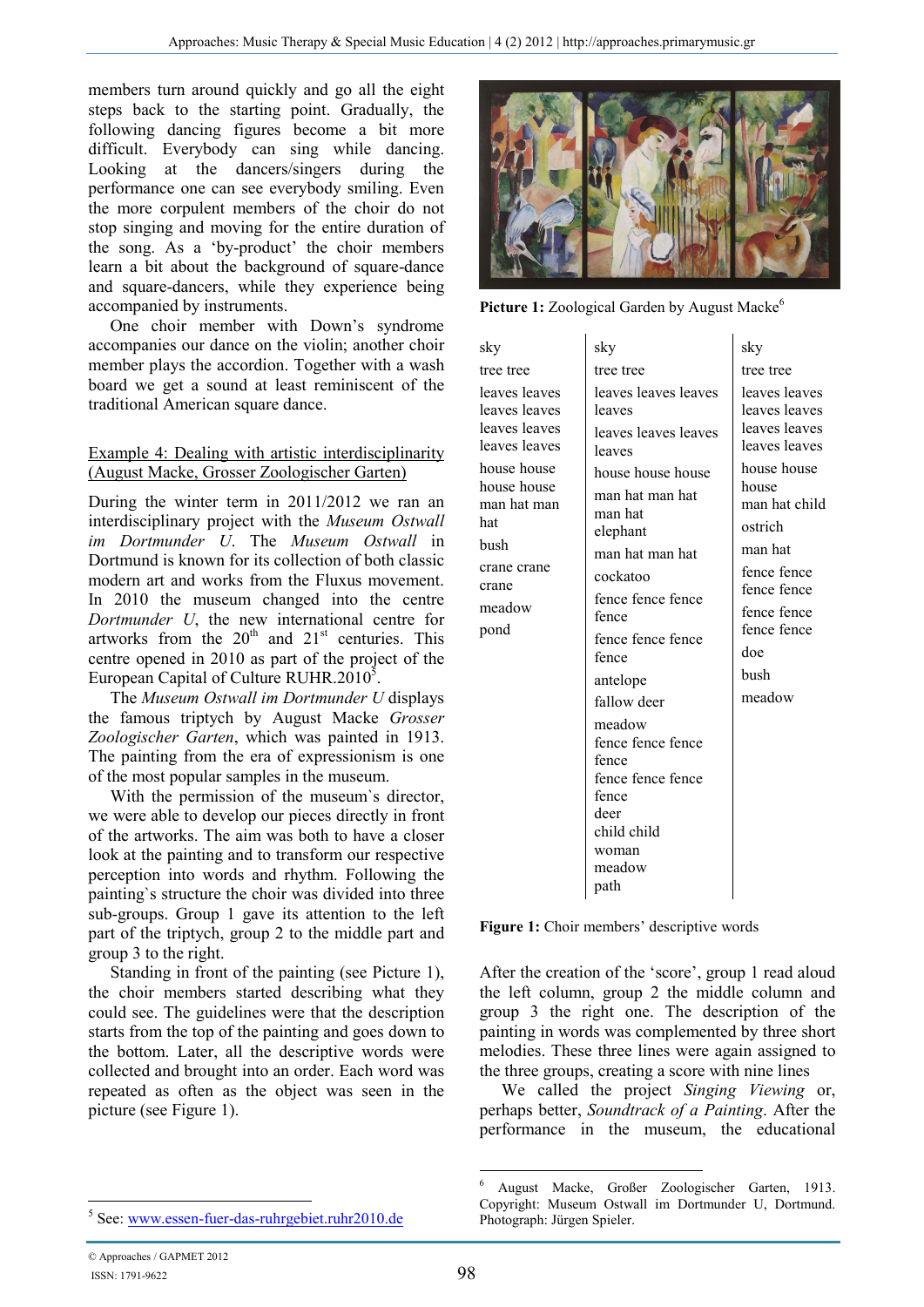members turn around quickly and go all the eight steps back to the starting point. Gradually, the following dancing figures become a bit more difficult. Everybody can sing while dancing. Looking at the dancers/singers during the performance one can see everybody smiling. Even the more corpulent members of the choir do not stop singing and moving for the entire duration of the song. As a 'by-product' the choir members learn a bit about the background of square-dance and square-dancers, while they experience being accompanied by instruments.

One choir member with Down's syndrome accompanies our dance on the violin; another choir member plays the accordion. Together with a wash board we get a sound at least reminiscent of the traditional American square dance.

Example 4: Dealing with artistic interdisciplinarity (August Macke, Grosser Zoologischer Garten)

During the winter term in 2011/2012 we ran an interdisciplinary project with the *Museum Ostwall im Dortmunder U*. The *Museum Ostwall* in Dortmund is known for its collection of both classic modern art and works from the Fluxus movement. In 2010 the museum changed into the centre *Dortmunder U*, the new international centre for artworks from the 20th and 21st centuries. This centre opened in 2010 as part of the project of the European Capital of Culture RUHR.2010[5].

The *Museum Ostwall im Dortmunder U* displays the famous triptych by August Macke *Grosser Zoologischer Garten*, which was painted in 1913. The painting from the era of expressionism is one of the most popular samples in the museum.

With the permission of the museum`s director, we were able to develop our pieces directly in front of the artworks. The aim was both to have a closer look at the painting and to transform our respective perception into words and rhythm. Following the painting`s structure the choir was divided into three sub-groups. Group 1 gave its attention to the left part of the triptych, group 2 to the middle part and group 3 to the right.

Standing in front of the painting (see Picture 1), the choir members started describing what they could see. The guidelines were that the description starts from the top of the painting and goes down to the bottom. Later, all the descriptive words were collected and brought into an order. Each word was repeated as often as the object was seen in the picture (see Figure 1).

**Picture 1:** Zoological Garden by August Macke[6]

| | | |
|---|---|---|
| sky | sky | sky |
| tree tree | tree tree | tree tree |
| leaves leaves leaves leaves leaves leaves leaves leaves | leaves leaves leaves leaves | leaves leaves leaves leaves leaves leaves leaves leaves |
| house house house house | leaves leaves leaves leaves | house house house |
| man hat man hat | house house house | man hat child |
| bush | man hat man hat man hat elephant | ostrich |
| crane crane crane | man hat man hat | man hat |
| meadow | cockatoo | fence fence fence fence |
| pond | fence fence fence fence | fence fence fence fence |
| | fence fence fence fence | doe |
| | antelope | bush |
| | fallow deer | meadow |
| | meadow | |
| | fence fence fence fence | |
| | fence fence fence fence | |
| | deer | |
| | child child | |
| | woman | |
| | meadow | |
| | path | |

**Figure 1:** Choir members' descriptive words

After the creation of the 'score', group 1 read aloud the left column, group 2 the middle column and group 3 the right one. The description of the painting in words was complemented by three short melodies. These three lines were again assigned to the three groups, creating a score with nine lines

We called the project *Singing Viewing* or, perhaps better, *Soundtrack of a Painting*. After the performance in the museum, the educational

[5] See: www.essen-fuer-das-ruhrgebiet.ruhr2010.de

[6] August Macke, Großer Zoologischer Garten, 1913. Copyright: Museum Ostwall im Dortmunder U, Dortmund. Photograph: Jürgen Spieler.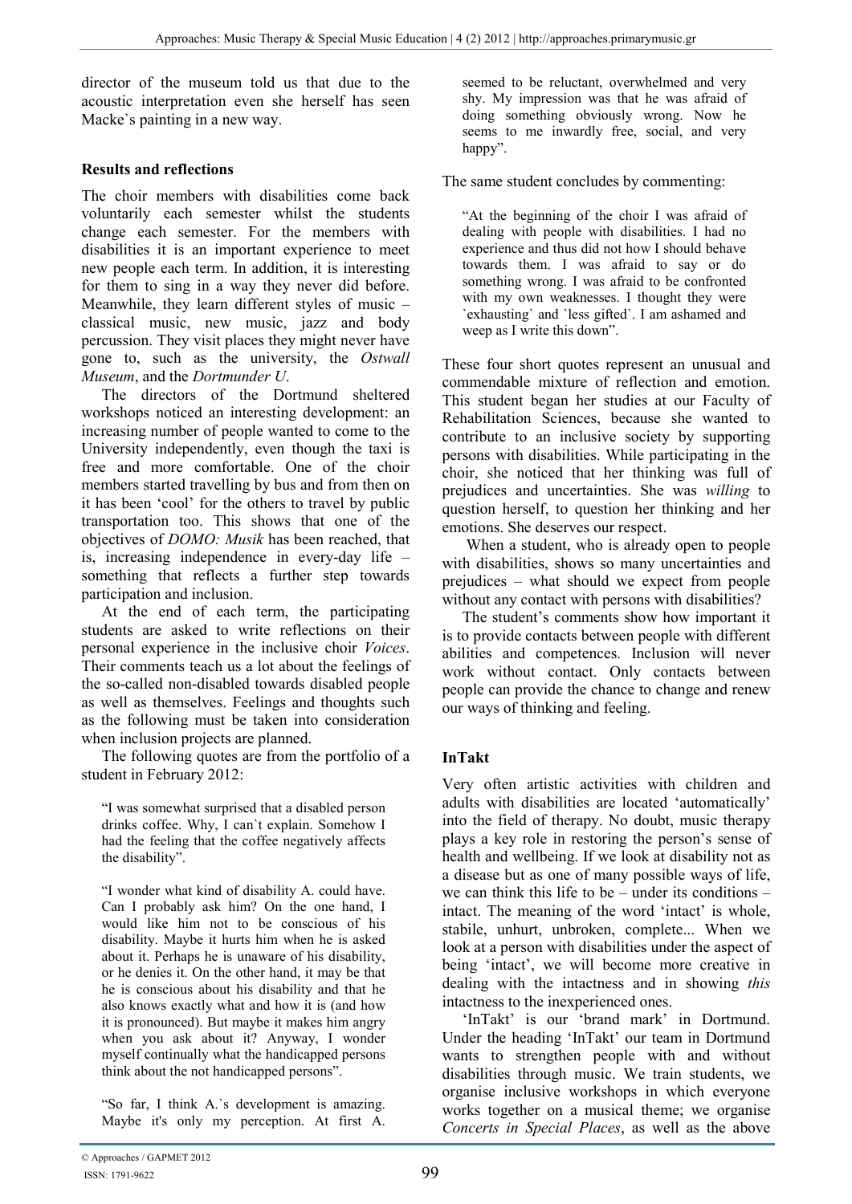director of the museum told us that due to the acoustic interpretation even she herself has seen Macke`s painting in a new way.

**Results and reflections**

The choir members with disabilities come back voluntarily each semester whilst the students change each semester. For the members with disabilities it is an important experience to meet new people each term. In addition, it is interesting for them to sing in a way they never did before. Meanwhile, they learn different styles of music – classical music, new music, jazz and body percussion. They visit places they might never have gone to, such as the university, the *Ostwall Museum*, and the *Dortmunder U*.

The directors of the Dortmund sheltered workshops noticed an interesting development: an increasing number of people wanted to come to the University independently, even though the taxi is free and more comfortable. One of the choir members started travelling by bus and from then on it has been 'cool' for the others to travel by public transportation too. This shows that one of the objectives of *DOMO: Musik* has been reached, that is, increasing independence in every-day life – something that reflects a further step towards participation and inclusion.

At the end of each term, the participating students are asked to write reflections on their personal experience in the inclusive choir *Voices*. Their comments teach us a lot about the feelings of the so-called non-disabled towards disabled people as well as themselves. Feelings and thoughts such as the following must be taken into consideration when inclusion projects are planned.

The following quotes are from the portfolio of a student in February 2012:

> "I was somewhat surprised that a disabled person drinks coffee. Why, I can`t explain. Somehow I had the feeling that the coffee negatively affects the disability".

> "I wonder what kind of disability A. could have. Can I probably ask him? On the one hand, I would like him not to be conscious of his disability. Maybe it hurts him when he is asked about it. Perhaps he is unaware of his disability, or he denies it. On the other hand, it may be that he is conscious about his disability and that he also knows exactly what and how it is (and how it is pronounced). But maybe it makes him angry when you ask about it? Anyway, I wonder myself continually what the handicapped persons think about the not handicapped persons".

> "So far, I think A.`s development is amazing. Maybe it's only my perception. At first A. seemed to be reluctant, overwhelmed and very shy. My impression was that he was afraid of doing something obviously wrong. Now he seems to me inwardly free, social, and very happy".

The same student concludes by commenting:

> "At the beginning of the choir I was afraid of dealing with people with disabilities. I had no experience and thus did not how I should behave towards them. I was afraid to say or do something wrong. I was afraid to be confronted with my own weaknesses. I thought they were `exhausting` and `less gifted`. I am ashamed and weep as I write this down".

These four short quotes represent an unusual and commendable mixture of reflection and emotion. This student began her studies at our Faculty of Rehabilitation Sciences, because she wanted to contribute to an inclusive society by supporting persons with disabilities. While participating in the choir, she noticed that her thinking was full of prejudices and uncertainties. She was *willing* to question herself, to question her thinking and her emotions. She deserves our respect.

When a student, who is already open to people with disabilities, shows so many uncertainties and prejudices – what should we expect from people without any contact with persons with disabilities?

The student's comments show how important it is to provide contacts between people with different abilities and competences. Inclusion will never work without contact. Only contacts between people can provide the chance to change and renew our ways of thinking and feeling.

**InTakt**

Very often artistic activities with children and adults with disabilities are located 'automatically' into the field of therapy. No doubt, music therapy plays a key role in restoring the person's sense of health and wellbeing. If we look at disability not as a disease but as one of many possible ways of life, we can think this life to be – under its conditions – intact. The meaning of the word 'intact' is whole, stabile, unhurt, unbroken, complete... When we look at a person with disabilities under the aspect of being 'intact', we will become more creative in dealing with the intactness and in showing *this* intactness to the inexperienced ones.

'InTakt' is our 'brand mark' in Dortmund. Under the heading 'InTakt' our team in Dortmund wants to strengthen people with and without disabilities through music. We train students, we organise inclusive workshops in which everyone works together on a musical theme; we organise *Concerts in Special Places*, as well as the above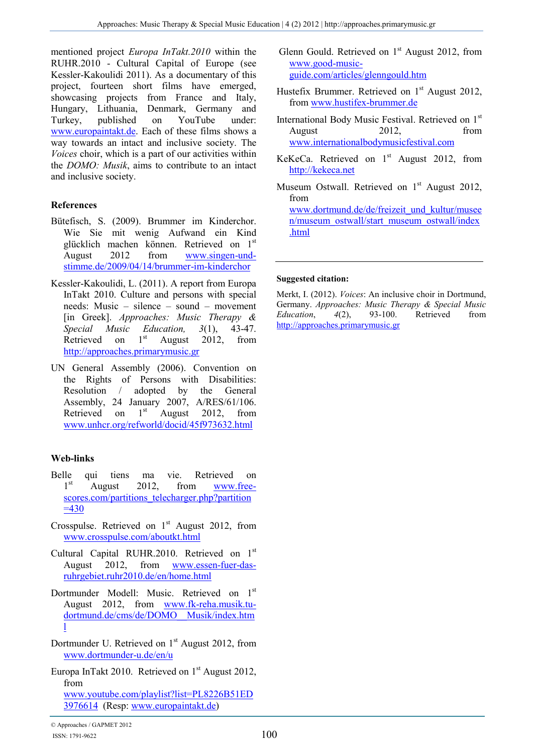mentioned project *Europa InTakt.2010* within the RUHR.2010 - Cultural Capital of Europe (see Kessler-Kakoulidi 2011). As a documentary of this project, fourteen short films have emerged, showcasing projects from France and Italy, Hungary, Lithuania, Denmark, Germany and Turkey, published on YouTube under: www.europaintakt.de. Each of these films shows a way towards an intact and inclusive society. The *Voices* choir, which is a part of our activities within the *DOMO: Musik*, aims to contribute to an intact and inclusive society.

## References

Bütefisch, S. (2009). Brummer im Kinderchor. Wie Sie mit wenig Aufwand ein Kind glücklich machen können. Retrieved on 1st August 2012 from www.singen-und-stimme.de/2009/04/14/brummer-im-kinderchor

Kessler-Kakoulidi, L. (2011). A report from Europa InTakt 2010. Culture and persons with special needs: Music – silence – sound – movement [in Greek]. *Approaches: Music Therapy & Special Music Education, 3*(1), 43-47. Retrieved on 1st August 2012, from http://approaches.primarymusic.gr

UN General Assembly (2006). Convention on the Rights of Persons with Disabilities: Resolution / adopted by the General Assembly, 24 January 2007, A/RES/61/106. Retrieved on 1st August 2012, from www.unhcr.org/refworld/docid/45f973632.html

## Web-links

Belle qui tiens ma vie. Retrieved on 1st August 2012, from www.free-scores.com/partitions_telecharger.php?partition=430

Crosspulse. Retrieved on 1st August 2012, from www.crosspulse.com/aboutkt.html

Cultural Capital RUHR.2010. Retrieved on 1st August 2012, from www.essen-fuer-das-ruhrgebiet.ruhr2010.de/en/home.html

Dortmunder Modell: Music. Retrieved on 1st August 2012, from www.fk-reha.musik.tu-dortmund.de/cms/de/DOMO__Musik/index.html

Dortmunder U. Retrieved on 1st August 2012, from www.dortmunder-u.de/en/u

Europa InTakt 2010. Retrieved on 1st August 2012, from www.youtube.com/playlist?list=PL8226B51ED3976614 (Resp: www.europaintakt.de)

Glenn Gould. Retrieved on 1st August 2012, from www.good-music-guide.com/articles/glenngould.htm

Hustefix Brummer. Retrieved on 1st August 2012, from www.hustifex-brummer.de

International Body Music Festival. Retrieved on 1st August 2012, from www.internationalbodymusicfestival.com

KeKeCa. Retrieved on 1st August 2012, from http://kekeca.net

Museum Ostwall. Retrieved on 1st August 2012, from www.dortmund.de/de/freizeit_und_kultur/museen/museum_ostwall/start_museum_ostwall/index.html

---

**Suggested citation:**

Merkt, I. (2012). *Voices*: An inclusive choir in Dortmund, Germany. *Approaches: Music Therapy & Special Music Education*, *4*(2), 93-100. Retrieved from http://approaches.primarymusic.gr